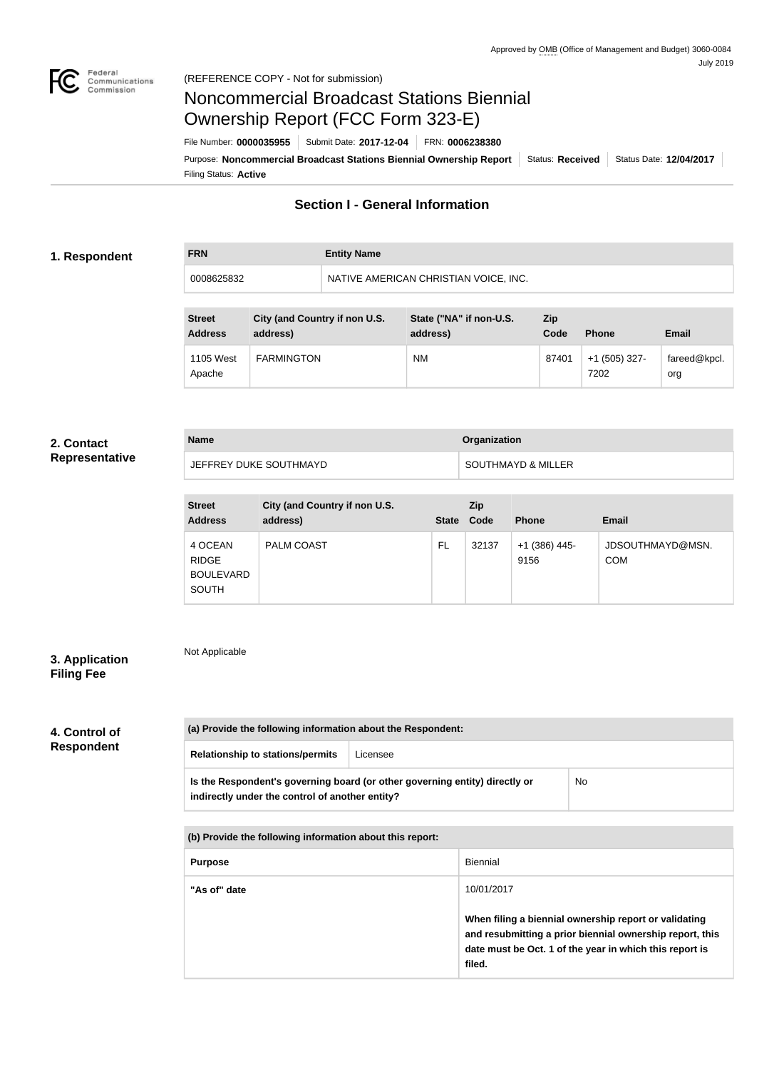Approved by OMB (Office of Management and Budget) 3060-0084
July 2019

Federal Communications Commission

(REFERENCE COPY - Not for submission)

# Noncommercial Broadcast Stations Biennial Ownership Report (FCC Form 323-E)

File Number: **0000035955** | Submit Date: **2017-12-04** | FRN: **0006238380**

Purpose: **Noncommercial Broadcast Stations Biennial Ownership Report** | Status: **Received** | Status Date: **12/04/2017**

Filing Status: **Active**

## Section I - General Information

### 1. Respondent

| FRN | Entity Name |
|---|---|
| 0008625832 | NATIVE AMERICAN CHRISTIAN VOICE, INC. |

| Street Address | City (and Country if non U.S. address) | State ("NA" if non-U.S. address) | Zip Code | Phone | Email |
|---|---|---|---|---|---|
| 1105 West Apache | FARMINGTON | NM | 87401 | +1 (505) 327-7202 | fareed@kpcl.org |

### 2. Contact Representative

| Name | Organization |
|---|---|
| JEFFREY DUKE SOUTHMAYD | SOUTHMAYD & MILLER |

| Street Address | City (and Country if non U.S. address) | State | Zip Code | Phone | Email |
|---|---|---|---|---|---|
| 4 OCEAN RIDGE BOULEVARD SOUTH | PALM COAST | FL | 32137 | +1 (386) 445-9156 | JDSOUTHMAYD@MSN.COM |

### 3. Application Filing Fee

Not Applicable

### 4. Control of Respondent

| (a) Provide the following information about the Respondent: | |
|---|---|
| Relationship to stations/permits | Licensee |
| Is the Respondent's governing board (or other governing entity) directly or indirectly under the control of another entity? | No |

| (b) Provide the following information about this report: | |
|---|---|
| Purpose | Biennial |
| "As of" date | 10/01/2017<br><br>**When filing a biennial ownership report or validating and resubmitting a prior biennial ownership report, this date must be Oct. 1 of the year in which this report is filed.** |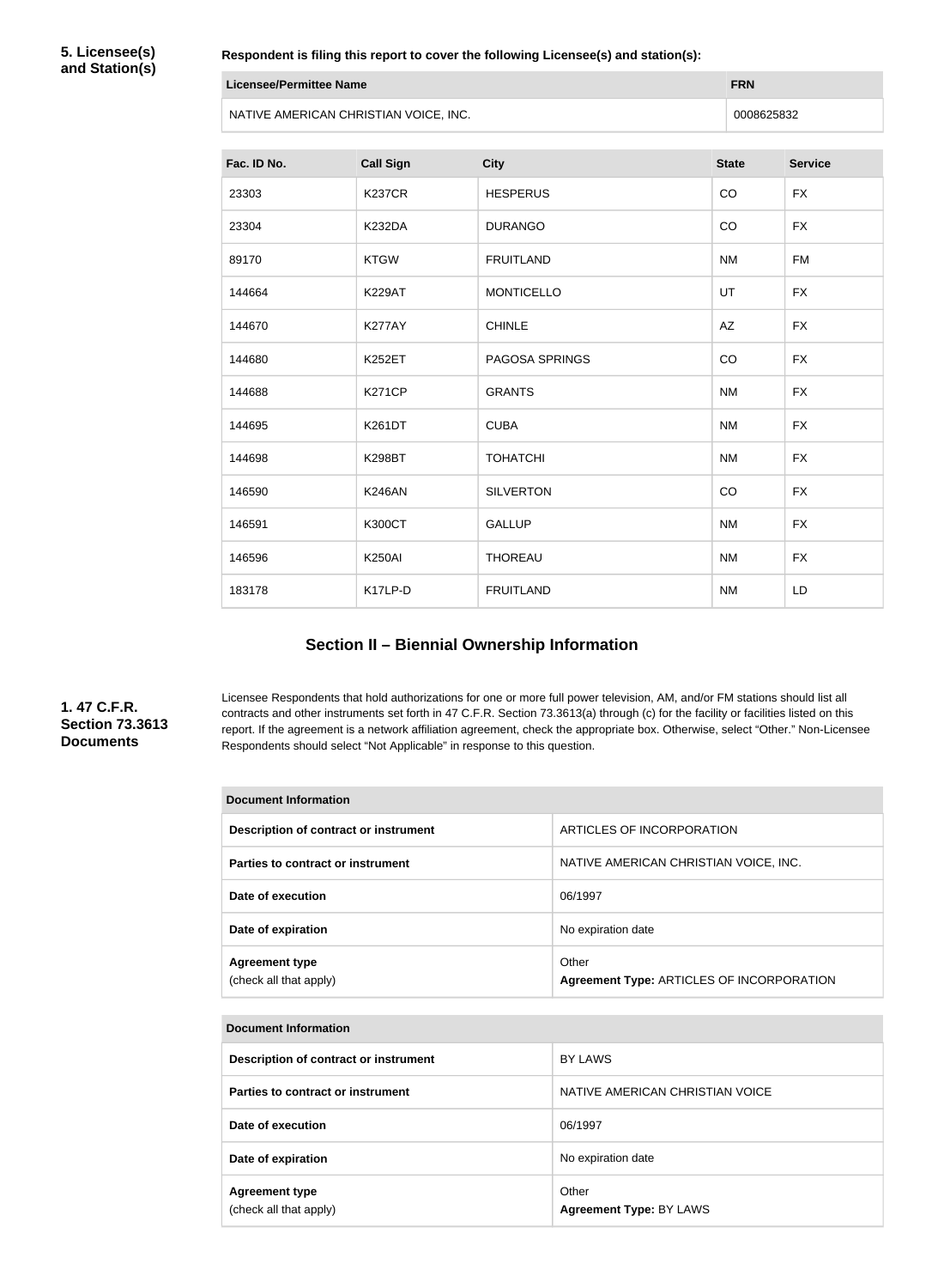**5. Licensee(s) and Station(s)**

**Respondent is filing this report to cover the following Licensee(s) and station(s):**

| Licensee/Permittee Name | FRN |
| --- | --- |
| NATIVE AMERICAN CHRISTIAN VOICE, INC. | 0008625832 |

| Fac. ID No. | Call Sign | City | State | Service |
| --- | --- | --- | --- | --- |
| 23303 | K237CR | HESPERUS | CO | FX |
| 23304 | K232DA | DURANGO | CO | FX |
| 89170 | KTGW | FRUITLAND | NM | FM |
| 144664 | K229AT | MONTICELLO | UT | FX |
| 144670 | K277AY | CHINLE | AZ | FX |
| 144680 | K252ET | PAGOSA SPRINGS | CO | FX |
| 144688 | K271CP | GRANTS | NM | FX |
| 144695 | K261DT | CUBA | NM | FX |
| 144698 | K298BT | TOHATCHI | NM | FX |
| 146590 | K246AN | SILVERTON | CO | FX |
| 146591 | K300CT | GALLUP | NM | FX |
| 146596 | K250AI | THOREAU | NM | FX |
| 183178 | K17LP-D | FRUITLAND | NM | LD |

## Section II – Biennial Ownership Information

**1. 47 C.F.R. Section 73.3613 Documents**

Licensee Respondents that hold authorizations for one or more full power television, AM, and/or FM stations should list all contracts and other instruments set forth in 47 C.F.R. Section 73.3613(a) through (c) for the facility or facilities listed on this report. If the agreement is a network affiliation agreement, check the appropriate box. Otherwise, select "Other." Non-Licensee Respondents should select "Not Applicable" in response to this question.

| Document Information | |
| --- | --- |
| Description of contract or instrument | ARTICLES OF INCORPORATION |
| Parties to contract or instrument | NATIVE AMERICAN CHRISTIAN VOICE, INC. |
| Date of execution | 06/1997 |
| Date of expiration | No expiration date |
| Agreement type (check all that apply) | Other **Agreement Type:** ARTICLES OF INCORPORATION |

| Document Information | |
| --- | --- |
| Description of contract or instrument | BY LAWS |
| Parties to contract or instrument | NATIVE AMERICAN CHRISTIAN VOICE |
| Date of execution | 06/1997 |
| Date of expiration | No expiration date |
| Agreement type (check all that apply) | Other **Agreement Type:** BY LAWS |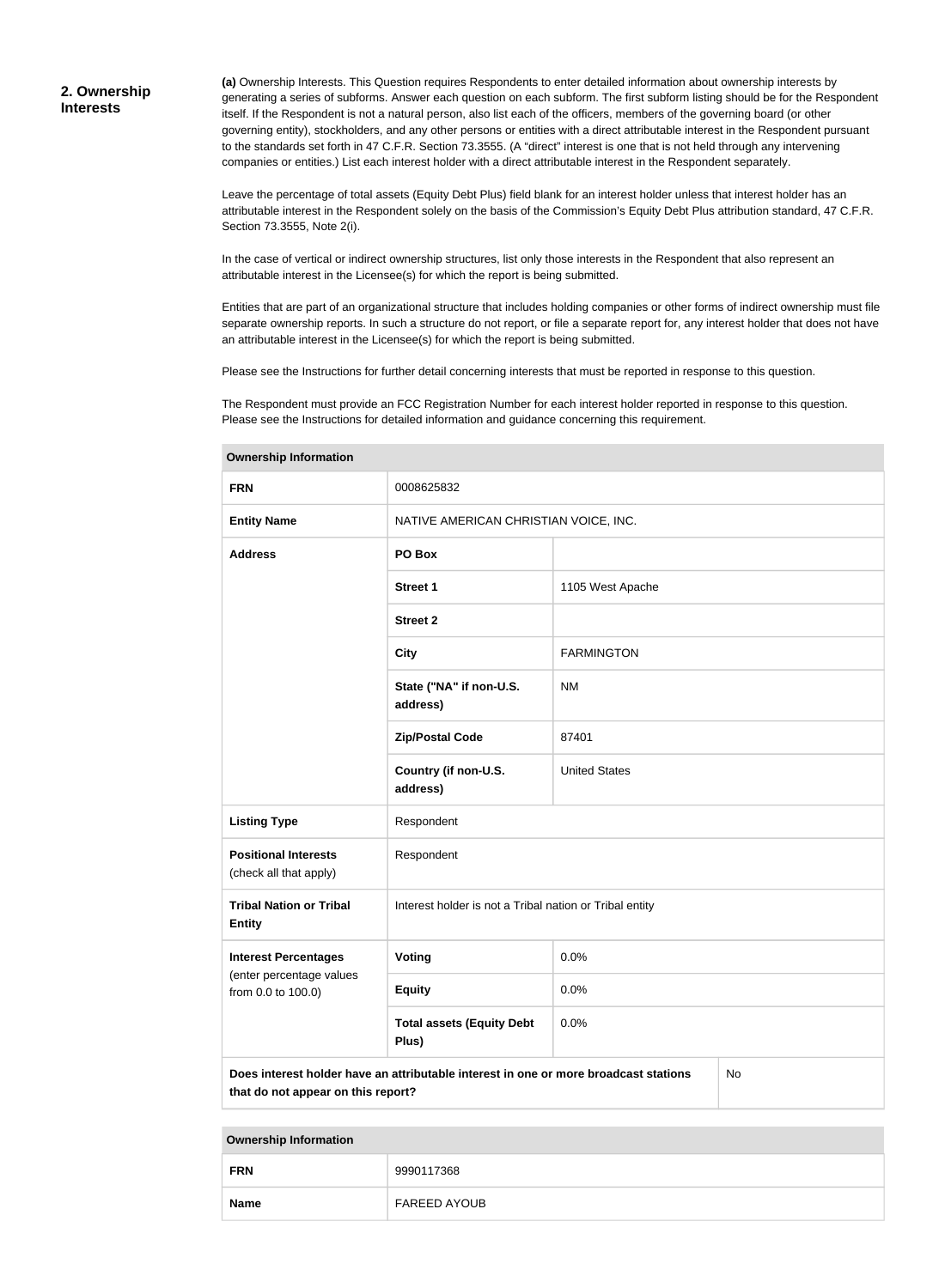## 2. Ownership Interests

**(a)** Ownership Interests. This Question requires Respondents to enter detailed information about ownership interests by generating a series of subforms. Answer each question on each subform. The first subform listing should be for the Respondent itself. If the Respondent is not a natural person, also list each of the officers, members of the governing board (or other governing entity), stockholders, and any other persons or entities with a direct attributable interest in the Respondent pursuant to the standards set forth in 47 C.F.R. Section 73.3555. (A "direct" interest is one that is not held through any intervening companies or entities.) List each interest holder with a direct attributable interest in the Respondent separately.

Leave the percentage of total assets (Equity Debt Plus) field blank for an interest holder unless that interest holder has an attributable interest in the Respondent solely on the basis of the Commission's Equity Debt Plus attribution standard, 47 C.F.R. Section 73.3555, Note 2(i).

In the case of vertical or indirect ownership structures, list only those interests in the Respondent that also represent an attributable interest in the Licensee(s) for which the report is being submitted.

Entities that are part of an organizational structure that includes holding companies or other forms of indirect ownership must file separate ownership reports. In such a structure do not report, or file a separate report for, any interest holder that does not have an attributable interest in the Licensee(s) for which the report is being submitted.

Please see the Instructions for further detail concerning interests that must be reported in response to this question.

The Respondent must provide an FCC Registration Number for each interest holder reported in response to this question. Please see the Instructions for detailed information and guidance concerning this requirement.

| Ownership Information | | |
|---|---|---|
| **FRN** | 0008625832 | |
| **Entity Name** | NATIVE AMERICAN CHRISTIAN VOICE, INC. | |
| **Address** | **PO Box** | |
| | **Street 1** | 1105 West Apache |
| | **Street 2** | |
| | **City** | FARMINGTON |
| | **State ("NA" if non-U.S. address)** | NM |
| | **Zip/Postal Code** | 87401 |
| | **Country (if non-U.S. address)** | United States |
| **Listing Type** | Respondent | |
| **Positional Interests** (check all that apply) | Respondent | |
| **Tribal Nation or Tribal Entity** | Interest holder is not a Tribal nation or Tribal entity | |
| **Interest Percentages** (enter percentage values from 0.0 to 100.0) | **Voting** | 0.0% |
| | **Equity** | 0.0% |
| | **Total assets (Equity Debt Plus)** | 0.0% |
| **Does interest holder have an attributable interest in one or more broadcast stations that do not appear on this report?** | | No |

| Ownership Information | |
|---|---|
| **FRN** | 9990117368 |
| **Name** | FAREED AYOUB |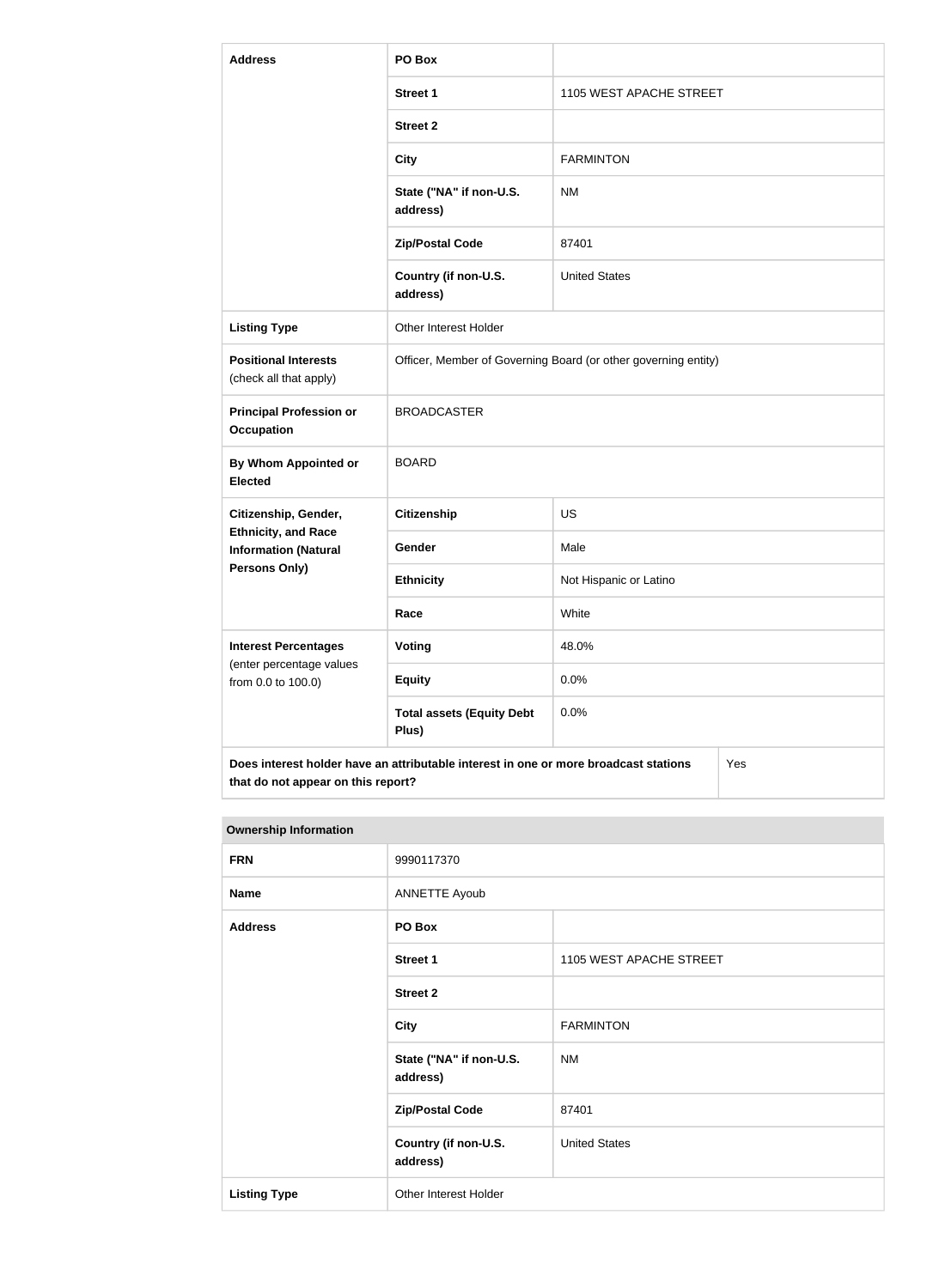| Address | PO Box | |
|---|---|---|
| | Street 1 | 1105 WEST APACHE STREET |
| | Street 2 | |
| | City | FARMINTON |
| | State ("NA" if non-U.S. address) | NM |
| | Zip/Postal Code | 87401 |
| | Country (if non-U.S. address) | United States |
| Listing Type | Other Interest Holder | |
| Positional Interests (check all that apply) | Officer, Member of Governing Board (or other governing entity) | |
| Principal Profession or Occupation | BROADCASTER | |
| By Whom Appointed or Elected | BOARD | |
| Citizenship, Gender, Ethnicity, and Race Information (Natural Persons Only) | Citizenship | US |
| | Gender | Male |
| | Ethnicity | Not Hispanic or Latino |
| | Race | White |
| Interest Percentages (enter percentage values from 0.0 to 100.0) | Voting | 48.0% |
| | Equity | 0.0% |
| | Total assets (Equity Debt Plus) | 0.0% |
| Does interest holder have an attributable interest in one or more broadcast stations that do not appear on this report? | | Yes |

| Ownership Information | | |
|---|---|---|
| FRN | 9990117370 | |
| Name | ANNETTE Ayoub | |
| Address | PO Box | |
| | Street 1 | 1105 WEST APACHE STREET |
| | Street 2 | |
| | City | FARMINTON |
| | State ("NA" if non-U.S. address) | NM |
| | Zip/Postal Code | 87401 |
| | Country (if non-U.S. address) | United States |
| Listing Type | Other Interest Holder | |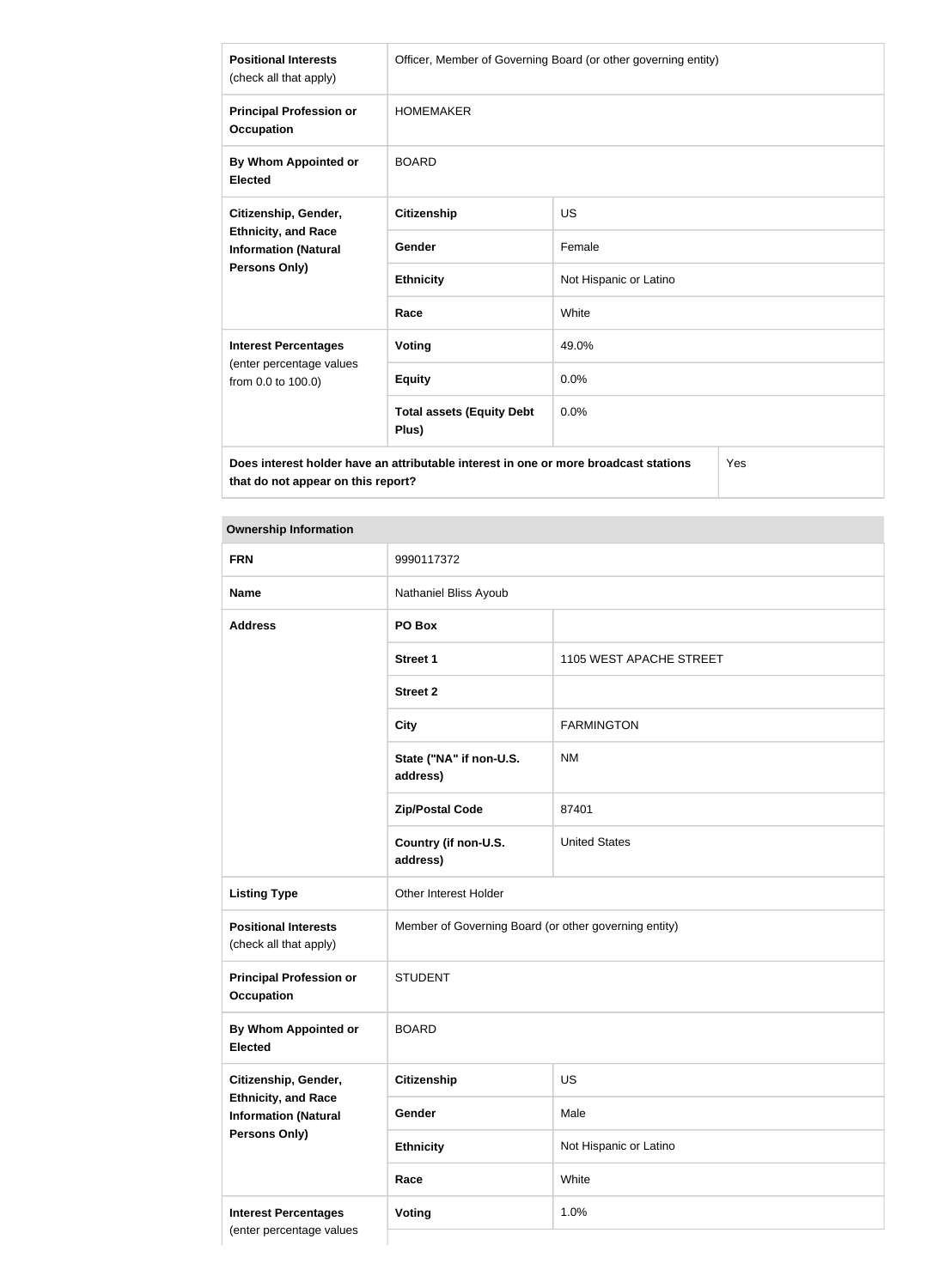| | | |
|---|---|---|
| **Positional Interests** (check all that apply) | Officer, Member of Governing Board (or other governing entity) | |
| **Principal Profession or Occupation** | HOMEMAKER | |
| **By Whom Appointed or Elected** | BOARD | |
| **Citizenship, Gender, Ethnicity, and Race Information (Natural Persons Only)** | **Citizenship** | US |
| | **Gender** | Female |
| | **Ethnicity** | Not Hispanic or Latino |
| | **Race** | White |
| **Interest Percentages** (enter percentage values from 0.0 to 100.0) | **Voting** | 49.0% |
| | **Equity** | 0.0% |
| | **Total assets (Equity Debt Plus)** | 0.0% |
| **Does interest holder have an attributable interest in one or more broadcast stations that do not appear on this report?** | | Yes |

| **Ownership Information** | | |
|---|---|---|
| **FRN** | 9990117372 | |
| **Name** | Nathaniel Bliss Ayoub | |
| **Address** | **PO Box** | |
| | **Street 1** | 1105 WEST APACHE STREET |
| | **Street 2** | |
| | **City** | FARMINGTON |
| | **State ("NA" if non-U.S. address)** | NM |
| | **Zip/Postal Code** | 87401 |
| | **Country (if non-U.S. address)** | United States |
| **Listing Type** | Other Interest Holder | |
| **Positional Interests** (check all that apply) | Member of Governing Board (or other governing entity) | |
| **Principal Profession or Occupation** | STUDENT | |
| **By Whom Appointed or Elected** | BOARD | |
| **Citizenship, Gender, Ethnicity, and Race Information (Natural Persons Only)** | **Citizenship** | US |
| | **Gender** | Male |
| | **Ethnicity** | Not Hispanic or Latino |
| | **Race** | White |
| **Interest Percentages** (enter percentage values | **Voting** | 1.0% |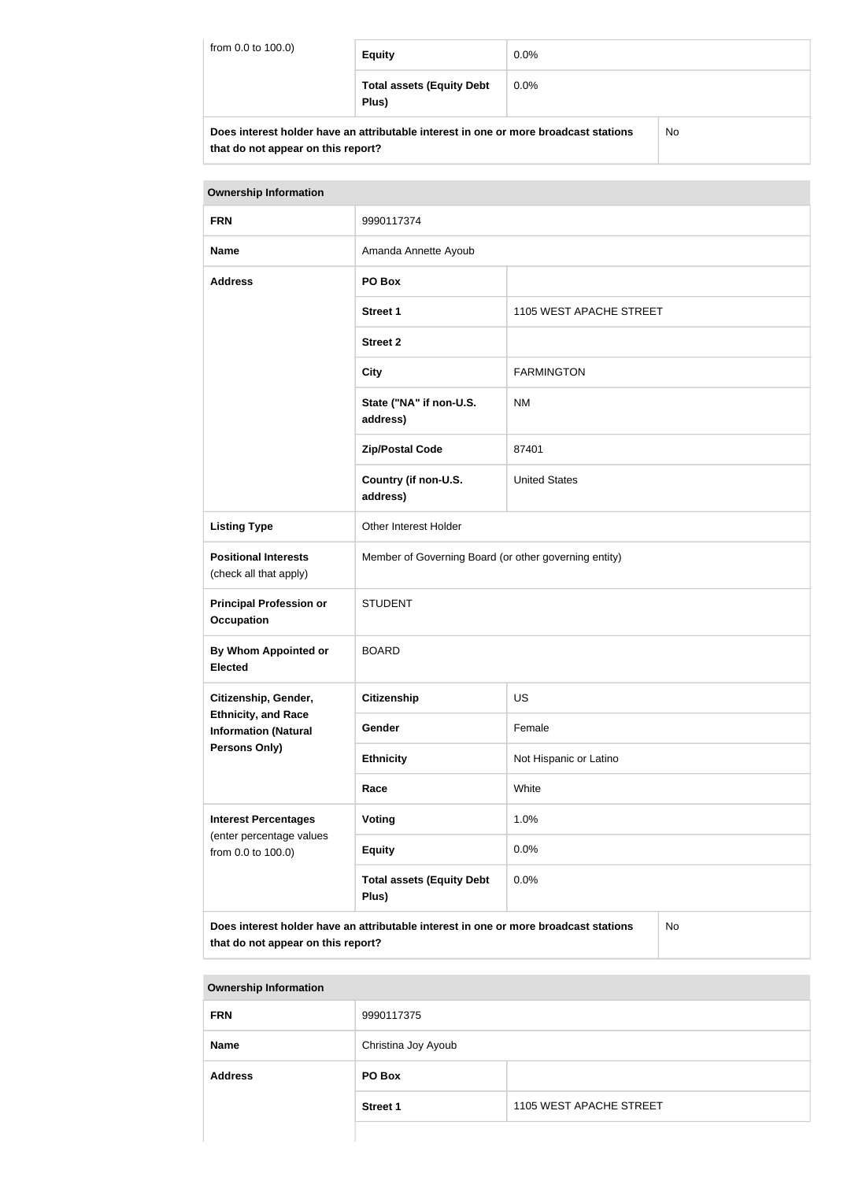| from 0.0 to 100.0) | Equity | 0.0% |
|---|---|---|
| | Total assets (Equity Debt Plus) | 0.0% |

| Does interest holder have an attributable interest in one or more broadcast stations that do not appear on this report? | No |
|---|---|

| Ownership Information | | |
|---|---|---|
| **FRN** | 9990117374 | |
| **Name** | Amanda Annette Ayoub | |
| **Address** | **PO Box** | |
| | **Street 1** | 1105 WEST APACHE STREET |
| | **Street 2** | |
| | **City** | FARMINGTON |
| | **State ("NA" if non-U.S. address)** | NM |
| | **Zip/Postal Code** | 87401 |
| | **Country (if non-U.S. address)** | United States |
| **Listing Type** | Other Interest Holder | |
| **Positional Interests** (check all that apply) | Member of Governing Board (or other governing entity) | |
| **Principal Profession or Occupation** | STUDENT | |
| **By Whom Appointed or Elected** | BOARD | |
| **Citizenship, Gender, Ethnicity, and Race Information (Natural Persons Only)** | **Citizenship** | US |
| | **Gender** | Female |
| | **Ethnicity** | Not Hispanic or Latino |
| | **Race** | White |
| **Interest Percentages** (enter percentage values from 0.0 to 100.0) | **Voting** | 1.0% |
| | **Equity** | 0.0% |
| | **Total assets (Equity Debt Plus)** | 0.0% |
| **Does interest holder have an attributable interest in one or more broadcast stations that do not appear on this report?** | | No |

| Ownership Information | | |
|---|---|---|
| **FRN** | 9990117375 | |
| **Name** | Christina Joy Ayoub | |
| **Address** | **PO Box** | |
| | **Street 1** | 1105 WEST APACHE STREET |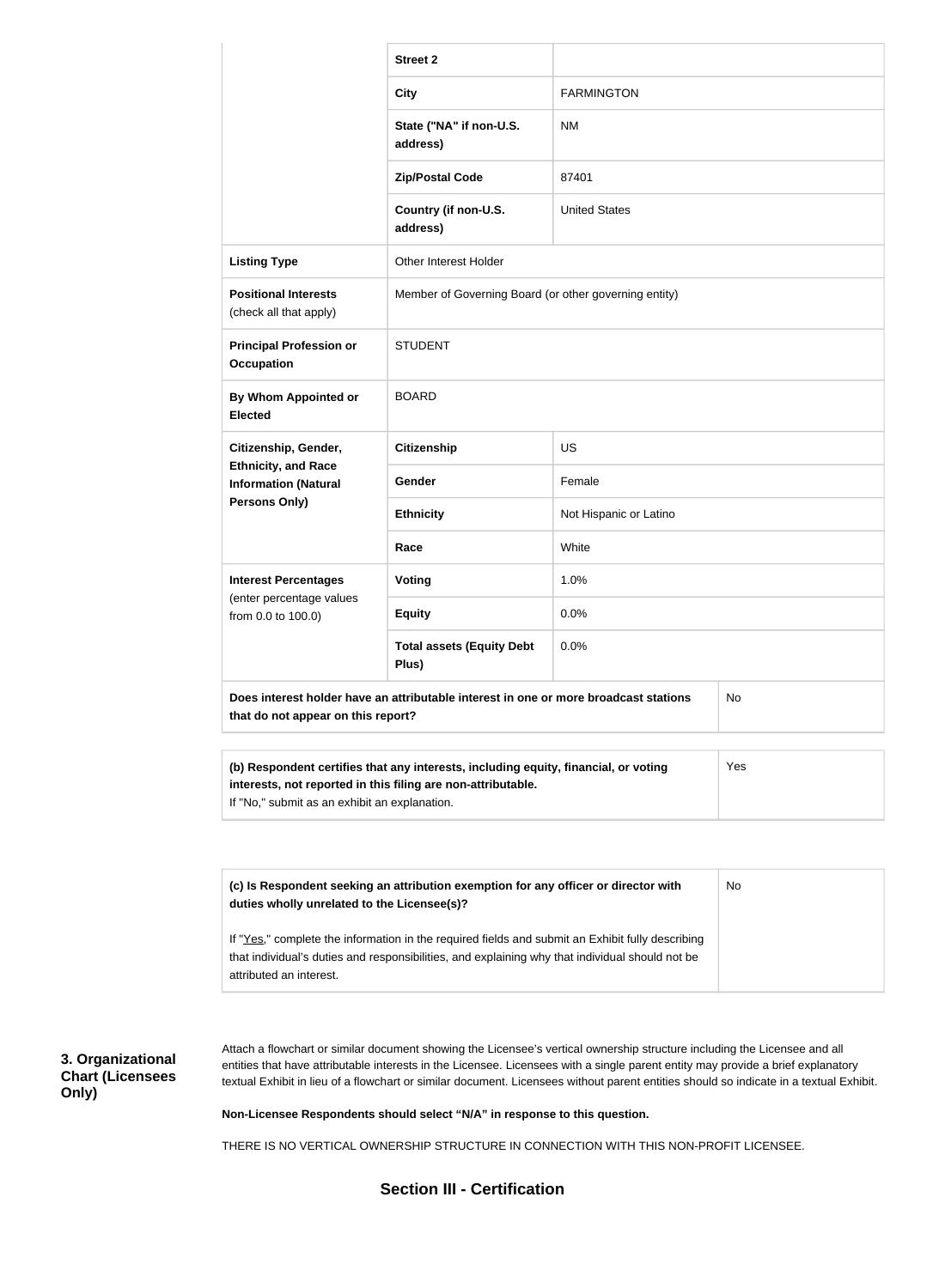| | | |
|---|---|---|
| | **Street 2** | |
| | **City** | FARMINGTON |
| | **State ("NA" if non-U.S. address)** | NM |
| | **Zip/Postal Code** | 87401 |
| | **Country (if non-U.S. address)** | United States |
| **Listing Type** | Other Interest Holder | |
| **Positional Interests** (check all that apply) | Member of Governing Board (or other governing entity) | |
| **Principal Profession or Occupation** | STUDENT | |
| **By Whom Appointed or Elected** | BOARD | |
| **Citizenship, Gender, Ethnicity, and Race Information (Natural Persons Only)** | **Citizenship** | US |
| | **Gender** | Female |
| | **Ethnicity** | Not Hispanic or Latino |
| | **Race** | White |
| **Interest Percentages** (enter percentage values from 0.0 to 100.0) | **Voting** | 1.0% |
| | **Equity** | 0.0% |
| | **Total assets (Equity Debt Plus)** | 0.0% |
| **Does interest holder have an attributable interest in one or more broadcast stations that do not appear on this report?** | | No |

| | |
|---|---|
| **(b) Respondent certifies that any interests, including equity, financial, or voting interests, not reported in this filing are non-attributable.** If "No," submit as an exhibit an explanation. | Yes |

| | |
|---|---|
| **(c) Is Respondent seeking an attribution exemption for any officer or director with duties wholly unrelated to the Licensee(s)?** If "Yes," complete the information in the required fields and submit an Exhibit fully describing that individual's duties and responsibilities, and explaining why that individual should not be attributed an interest. | No |

### 3. Organizational Chart (Licensees Only)

Attach a flowchart or similar document showing the Licensee's vertical ownership structure including the Licensee and all entities that have attributable interests in the Licensee. Licensees with a single parent entity may provide a brief explanatory textual Exhibit in lieu of a flowchart or similar document. Licensees without parent entities should so indicate in a textual Exhibit.

**Non-Licensee Respondents should select "N/A" in response to this question.**

THERE IS NO VERTICAL OWNERSHIP STRUCTURE IN CONNECTION WITH THIS NON-PROFIT LICENSEE.

## Section III - Certification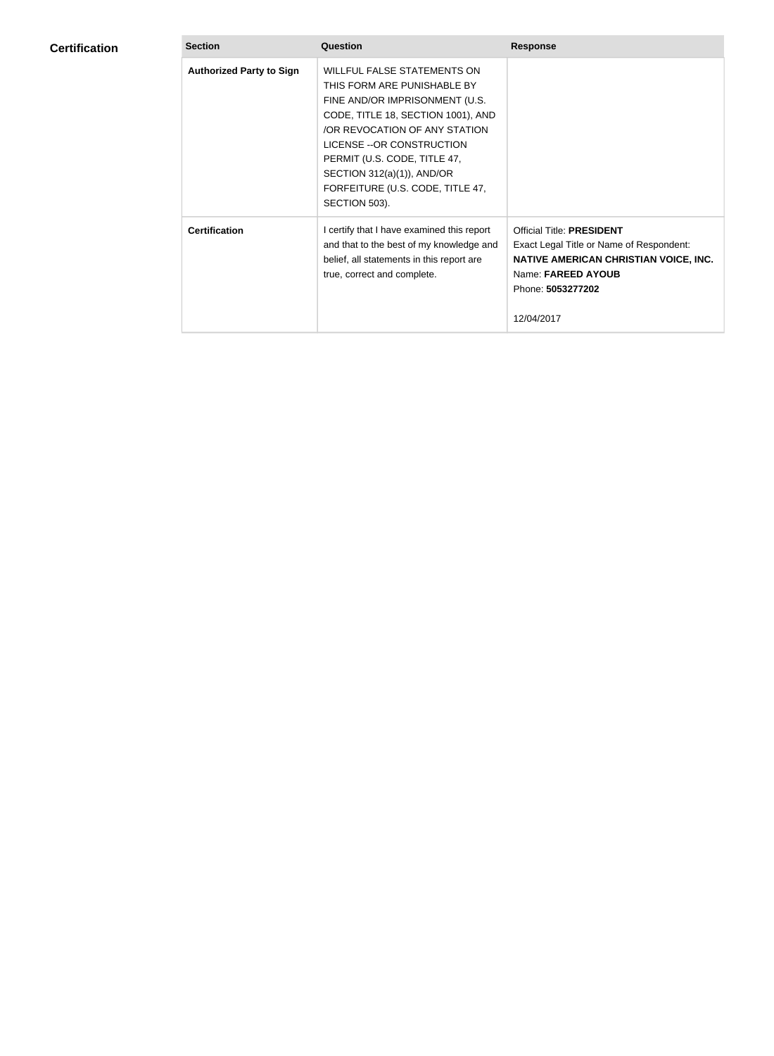## Certification

| Section | Question | Response |
|---|---|---|
| **Authorized Party to Sign** | WILLFUL FALSE STATEMENTS ON THIS FORM ARE PUNISHABLE BY FINE AND/OR IMPRISONMENT (U.S. CODE, TITLE 18, SECTION 1001), AND /OR REVOCATION OF ANY STATION LICENSE --OR CONSTRUCTION PERMIT (U.S. CODE, TITLE 47, SECTION 312(a)(1)), AND/OR FORFEITURE (U.S. CODE, TITLE 47, SECTION 503). | |
| **Certification** | I certify that I have examined this report and that to the best of my knowledge and belief, all statements in this report are true, correct and complete. | Official Title: **PRESIDENT**<br>Exact Legal Title or Name of Respondent: **NATIVE AMERICAN CHRISTIAN VOICE, INC.**<br>Name: **FAREED AYOUB**<br>Phone: **5053277202**<br><br>12/04/2017 |